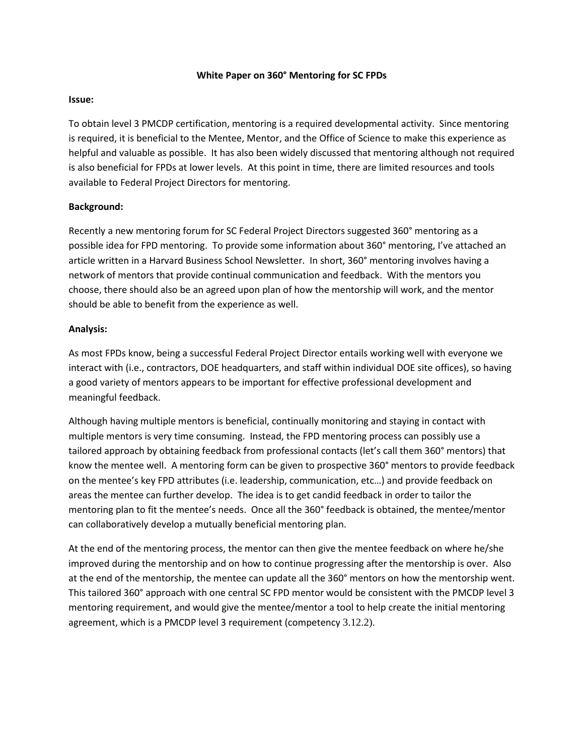# White Paper on 360° Mentoring for SC FPDs

**Issue:**

To obtain level 3 PMCDP certification, mentoring is a required developmental activity. Since mentoring is required, it is beneficial to the Mentee, Mentor, and the Office of Science to make this experience as helpful and valuable as possible. It has also been widely discussed that mentoring although not required is also beneficial for FPDs at lower levels. At this point in time, there are limited resources and tools available to Federal Project Directors for mentoring.

**Background:**

Recently a new mentoring forum for SC Federal Project Directors suggested 360° mentoring as a possible idea for FPD mentoring. To provide some information about 360° mentoring, I've attached an article written in a Harvard Business School Newsletter. In short, 360° mentoring involves having a network of mentors that provide continual communication and feedback. With the mentors you choose, there should also be an agreed upon plan of how the mentorship will work, and the mentor should be able to benefit from the experience as well.

**Analysis:**

As most FPDs know, being a successful Federal Project Director entails working well with everyone we interact with (i.e., contractors, DOE headquarters, and staff within individual DOE site offices), so having a good variety of mentors appears to be important for effective professional development and meaningful feedback.

Although having multiple mentors is beneficial, continually monitoring and staying in contact with multiple mentors is very time consuming. Instead, the FPD mentoring process can possibly use a tailored approach by obtaining feedback from professional contacts (let's call them 360° mentors) that know the mentee well. A mentoring form can be given to prospective 360° mentors to provide feedback on the mentee's key FPD attributes (i.e. leadership, communication, etc…) and provide feedback on areas the mentee can further develop. The idea is to get candid feedback in order to tailor the mentoring plan to fit the mentee's needs. Once all the 360° feedback is obtained, the mentee/mentor can collaboratively develop a mutually beneficial mentoring plan.

At the end of the mentoring process, the mentor can then give the mentee feedback on where he/she improved during the mentorship and on how to continue progressing after the mentorship is over. Also at the end of the mentorship, the mentee can update all the 360° mentors on how the mentorship went. This tailored 360° approach with one central SC FPD mentor would be consistent with the PMCDP level 3 mentoring requirement, and would give the mentee/mentor a tool to help create the initial mentoring agreement, which is a PMCDP level 3 requirement (competency 3.12.2).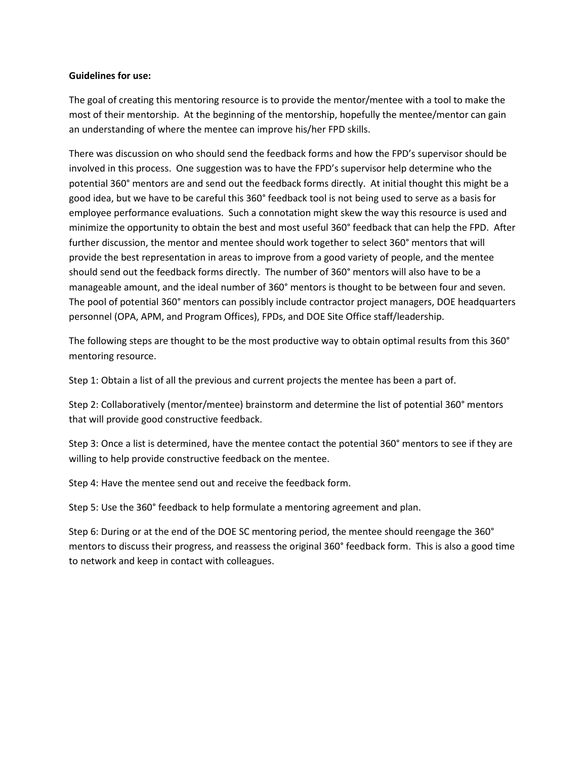**Guidelines for use:**

The goal of creating this mentoring resource is to provide the mentor/mentee with a tool to make the most of their mentorship. At the beginning of the mentorship, hopefully the mentee/mentor can gain an understanding of where the mentee can improve his/her FPD skills.

There was discussion on who should send the feedback forms and how the FPD's supervisor should be involved in this process. One suggestion was to have the FPD's supervisor help determine who the potential 360° mentors are and send out the feedback forms directly. At initial thought this might be a good idea, but we have to be careful this 360° feedback tool is not being used to serve as a basis for employee performance evaluations. Such a connotation might skew the way this resource is used and minimize the opportunity to obtain the best and most useful 360° feedback that can help the FPD. After further discussion, the mentor and mentee should work together to select 360° mentors that will provide the best representation in areas to improve from a good variety of people, and the mentee should send out the feedback forms directly. The number of 360° mentors will also have to be a manageable amount, and the ideal number of 360° mentors is thought to be between four and seven. The pool of potential 360° mentors can possibly include contractor project managers, DOE headquarters personnel (OPA, APM, and Program Offices), FPDs, and DOE Site Office staff/leadership.

The following steps are thought to be the most productive way to obtain optimal results from this 360° mentoring resource.

Step 1: Obtain a list of all the previous and current projects the mentee has been a part of.

Step 2: Collaboratively (mentor/mentee) brainstorm and determine the list of potential 360° mentors that will provide good constructive feedback.

Step 3: Once a list is determined, have the mentee contact the potential 360° mentors to see if they are willing to help provide constructive feedback on the mentee.

Step 4: Have the mentee send out and receive the feedback form.

Step 5: Use the 360° feedback to help formulate a mentoring agreement and plan.

Step 6: During or at the end of the DOE SC mentoring period, the mentee should reengage the 360° mentors to discuss their progress, and reassess the original 360° feedback form. This is also a good time to network and keep in contact with colleagues.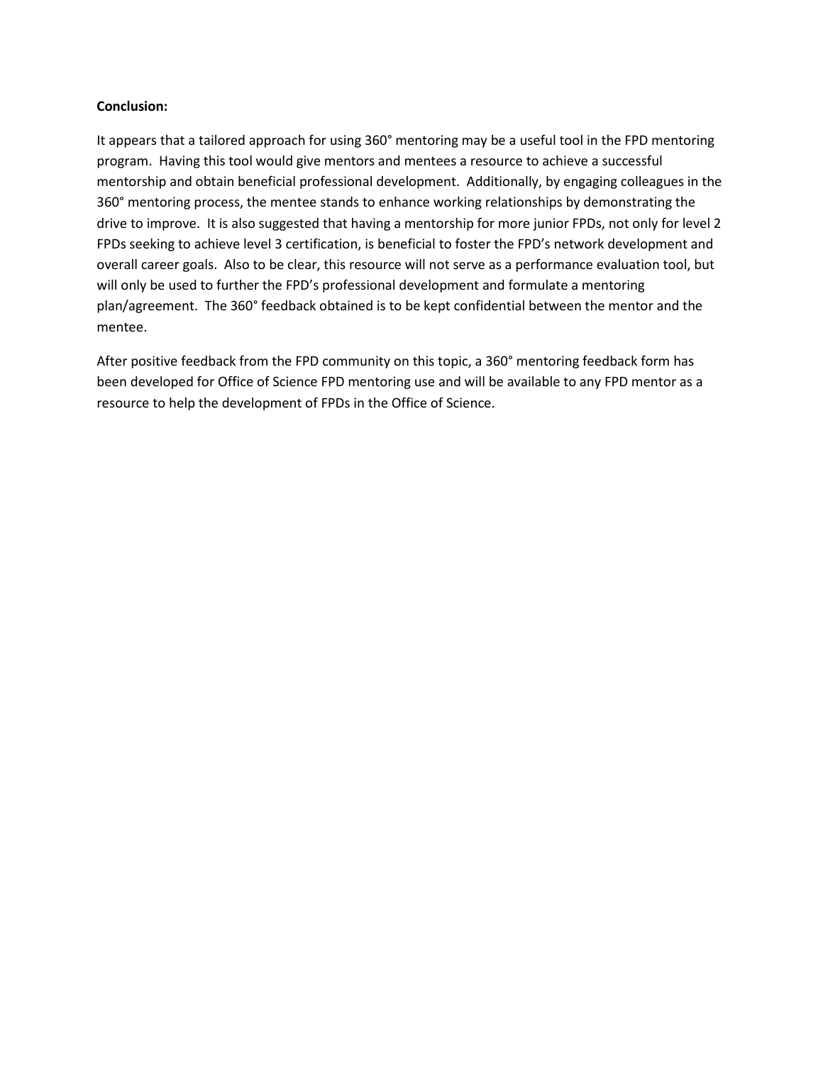**Conclusion:**

It appears that a tailored approach for using 360° mentoring may be a useful tool in the FPD mentoring program. Having this tool would give mentors and mentees a resource to achieve a successful mentorship and obtain beneficial professional development. Additionally, by engaging colleagues in the 360° mentoring process, the mentee stands to enhance working relationships by demonstrating the drive to improve. It is also suggested that having a mentorship for more junior FPDs, not only for level 2 FPDs seeking to achieve level 3 certification, is beneficial to foster the FPD's network development and overall career goals. Also to be clear, this resource will not serve as a performance evaluation tool, but will only be used to further the FPD's professional development and formulate a mentoring plan/agreement. The 360° feedback obtained is to be kept confidential between the mentor and the mentee.

After positive feedback from the FPD community on this topic, a 360° mentoring feedback form has been developed for Office of Science FPD mentoring use and will be available to any FPD mentor as a resource to help the development of FPDs in the Office of Science.